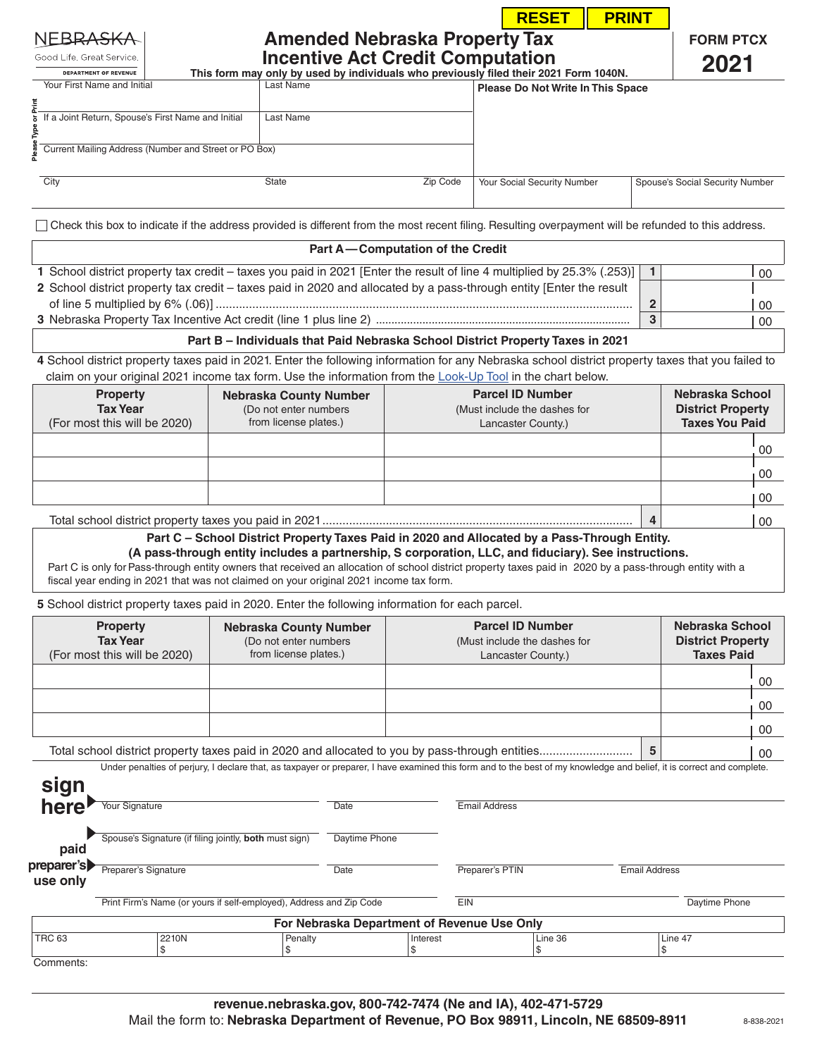RESET PRINT

NEBRASKA
Good Life. Great Service.
DEPARTMENT OF REVENUE

# Amended Nebraska Property Tax Incentive Act Credit Computation

**This form may only by used by individuals who previously filed their 2021 Form 1040N.**

**FORM PTCX**
**2021**

Please Type or Print

| Your First Name and Initial | Last Name | Please Do Not Write In This Space | |
|---|---|---|---|
| If a Joint Return, Spouse's First Name and Initial | Last Name | | |
| Current Mailing Address (Number and Street or PO Box) | | | |
| City | State / Zip Code | Your Social Security Number | Spouse's Social Security Number |

☐ Check this box to indicate if the address provided is different from the most recent filing. Resulting overpayment will be refunded to this address.

## Part A — Computation of the Credit

| | | |
|---|---|---|
| **1** School district property tax credit – taxes you paid in 2021 [Enter the result of line 4 multiplied by 25.3% (.253)] | **1** | 00 |
| **2** School district property tax credit – taxes paid in 2020 and allocated by a pass-through entity [Enter the result of line 5 multiplied by 6% (.06)] | **2** | 00 |
| **3** Nebraska Property Tax Incentive Act credit (line 1 plus line 2) | **3** | 00 |

## Part B – Individuals that Paid Nebraska School District Property Taxes in 2021

**4** School district property taxes paid in 2021. Enter the following information for any Nebraska school district property taxes that you failed to claim on your original 2021 income tax form. Use the information from the Look-Up Tool in the chart below.

| Property Tax Year (For most this will be 2020) | Nebraska County Number (Do not enter numbers from license plates.) | Parcel ID Number (Must include the dashes for Lancaster County.) | Nebraska School District Property Taxes You Paid |
|---|---|---|---|
| | | | 00 |
| | | | 00 |
| | | | 00 |

Total school district property taxes you paid in 2021 .......... **4** | 00

## Part C – School District Property Taxes Paid in 2020 and Allocated by a Pass-Through Entity.

**(A pass-through entity includes a partnership, S corporation, LLC, and fiduciary). See instructions.**

Part C is only for Pass-through entity owners that received an allocation of school district property taxes paid in 2020 by a pass-through entity with a fiscal year ending in 2021 that was not claimed on your original 2021 income tax form.

**5** School district property taxes paid in 2020. Enter the following information for each parcel.

| Property Tax Year (For most this will be 2020) | Nebraska County Number (Do not enter numbers from license plates.) | Parcel ID Number (Must include the dashes for Lancaster County.) | Nebraska School District Property Taxes Paid |
|---|---|---|---|
| | | | 00 |
| | | | 00 |
| | | | 00 |

Total school district property taxes paid in 2020 and allocated to you by pass-through entities .......... **5** | 00

Under penalties of perjury, I declare that, as taxpayer or preparer, I have examined this form and to the best of my knowledge and belief, it is correct and complete.

**sign here**

| Your Signature | Date | Email Address |
|---|---|---|
| Spouse's Signature (if filing jointly, **both** must sign) | Daytime Phone | |

**paid preparer's use only**

| Preparer's Signature | Date | Preparer's PTIN | Email Address |
|---|---|---|---|
| Print Firm's Name (or yours if self-employed), Address and Zip Code | | EIN | Daytime Phone |

**For Nebraska Department of Revenue Use Only**

| TRC 63 | 2210N | Penalty | Interest | Line 36 | Line 47 |
|---|---|---|---|---|---|
| | $ | $ | $ | $ | $ |

Comments:

**revenue.nebraska.gov, 800-742-7474 (Ne and IA), 402-471-5729**

Mail the form to: **Nebraska Department of Revenue, PO Box 98911, Lincoln, NE 68509-8911**

8-838-2021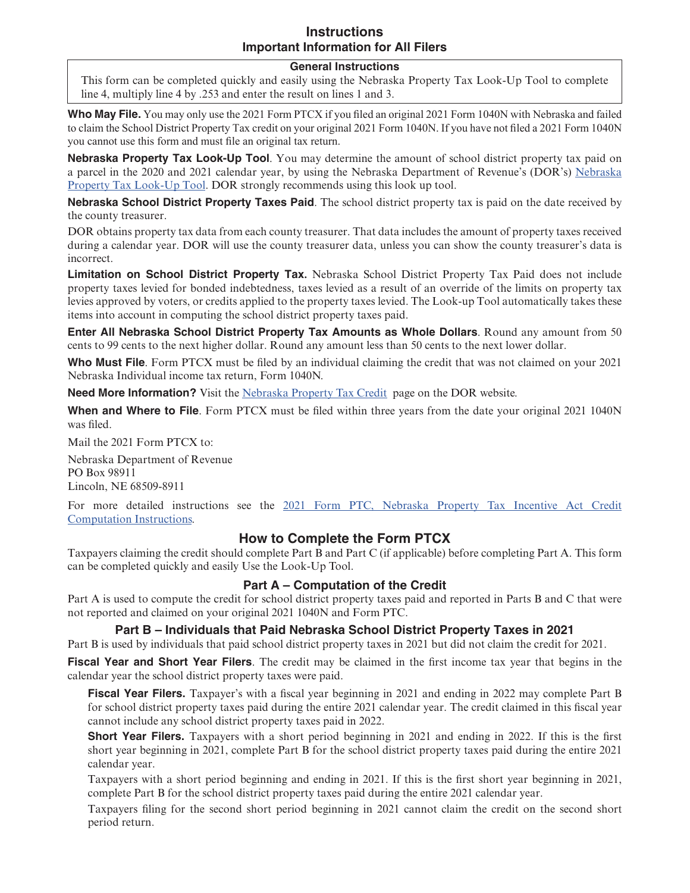# Instructions

## Important Information for All Filers

**General Instructions**

This form can be completed quickly and easily using the Nebraska Property Tax Look-Up Tool to complete line 4, multiply line 4 by .253 and enter the result on lines 1 and 3.

**Who May File.** You may only use the 2021 Form PTCX if you filed an original 2021 Form 1040N with Nebraska and failed to claim the School District Property Tax credit on your original 2021 Form 1040N. If you have not filed a 2021 Form 1040N you cannot use this form and must file an original tax return.

**Nebraska Property Tax Look-Up Tool**. You may determine the amount of school district property tax paid on a parcel in the 2020 and 2021 calendar year, by using the Nebraska Department of Revenue's (DOR's) Nebraska Property Tax Look-Up Tool. DOR strongly recommends using this look up tool.

**Nebraska School District Property Taxes Paid**. The school district property tax is paid on the date received by the county treasurer.

DOR obtains property tax data from each county treasurer. That data includes the amount of property taxes received during a calendar year. DOR will use the county treasurer data, unless you can show the county treasurer's data is incorrect.

**Limitation on School District Property Tax.** Nebraska School District Property Tax Paid does not include property taxes levied for bonded indebtedness, taxes levied as a result of an override of the limits on property tax levies approved by voters, or credits applied to the property taxes levied. The Look-up Tool automatically takes these items into account in computing the school district property taxes paid.

**Enter All Nebraska School District Property Tax Amounts as Whole Dollars**. Round any amount from 50 cents to 99 cents to the next higher dollar. Round any amount less than 50 cents to the next lower dollar.

**Who Must File**. Form PTCX must be filed by an individual claiming the credit that was not claimed on your 2021 Nebraska Individual income tax return, Form 1040N.

**Need More Information?** Visit the Nebraska Property Tax Credit page on the DOR website.

**When and Where to File**. Form PTCX must be filed within three years from the date your original 2021 1040N was filed.

Mail the 2021 Form PTCX to:

Nebraska Department of Revenue
PO Box 98911
Lincoln, NE 68509-8911

For more detailed instructions see the 2021 Form PTC, Nebraska Property Tax Incentive Act Credit Computation Instructions.

## How to Complete the Form PTCX

Taxpayers claiming the credit should complete Part B and Part C (if applicable) before completing Part A. This form can be completed quickly and easily Use the Look-Up Tool.

### Part A – Computation of the Credit

Part A is used to compute the credit for school district property taxes paid and reported in Parts B and C that were not reported and claimed on your original 2021 1040N and Form PTC.

### Part B – Individuals that Paid Nebraska School District Property Taxes in 2021

Part B is used by individuals that paid school district property taxes in 2021 but did not claim the credit for 2021.

**Fiscal Year and Short Year Filers**. The credit may be claimed in the first income tax year that begins in the calendar year the school district property taxes were paid.

**Fiscal Year Filers.** Taxpayer's with a fiscal year beginning in 2021 and ending in 2022 may complete Part B for school district property taxes paid during the entire 2021 calendar year. The credit claimed in this fiscal year cannot include any school district property taxes paid in 2022.

**Short Year Filers.** Taxpayers with a short period beginning in 2021 and ending in 2022. If this is the first short year beginning in 2021, complete Part B for the school district property taxes paid during the entire 2021 calendar year.

Taxpayers with a short period beginning and ending in 2021. If this is the first short year beginning in 2021, complete Part B for the school district property taxes paid during the entire 2021 calendar year.

Taxpayers filing for the second short period beginning in 2021 cannot claim the credit on the second short period return.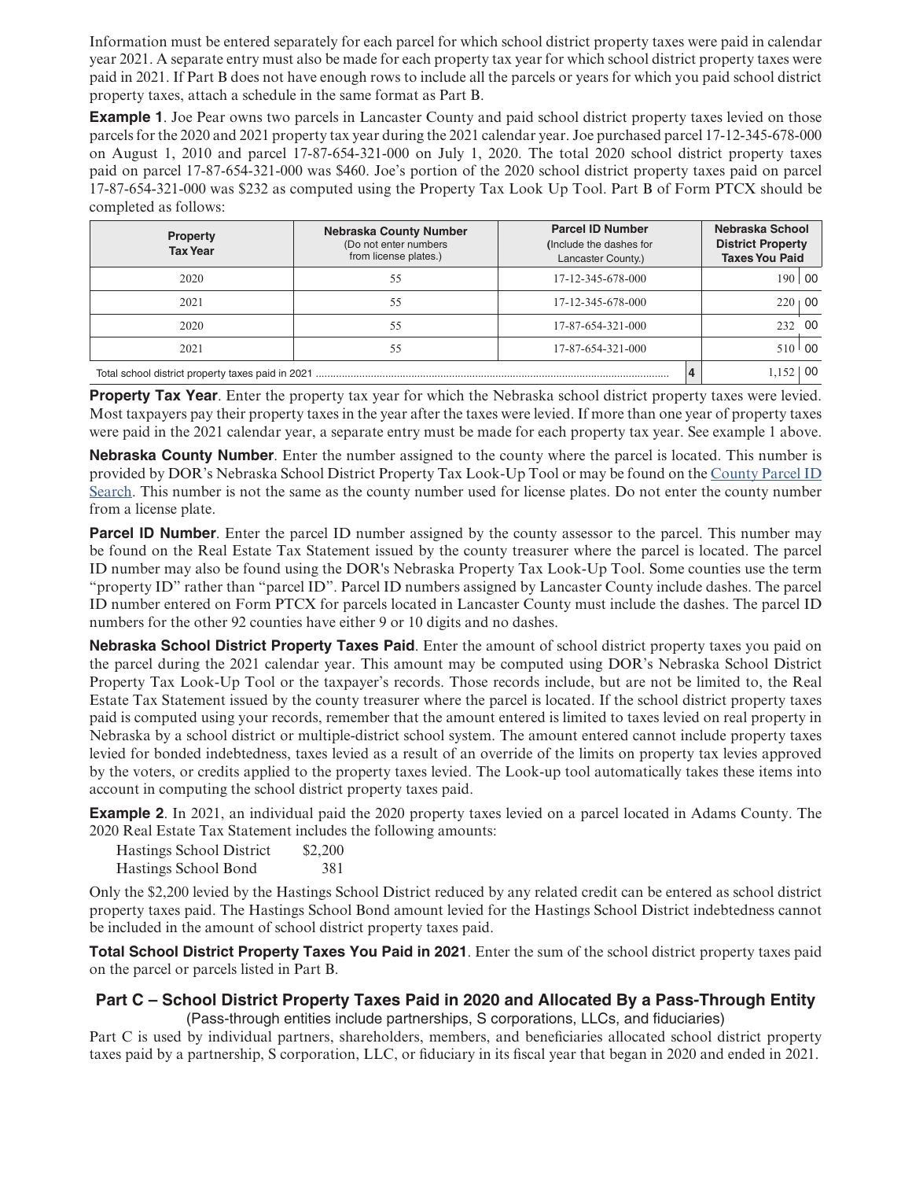Information must be entered separately for each parcel for which school district property taxes were paid in calendar year 2021. A separate entry must also be made for each property tax year for which school district property taxes were paid in 2021. If Part B does not have enough rows to include all the parcels or years for which you paid school district property taxes, attach a schedule in the same format as Part B.

**Example 1**. Joe Pear owns two parcels in Lancaster County and paid school district property taxes levied on those parcels for the 2020 and 2021 property tax year during the 2021 calendar year. Joe purchased parcel 17-12-345-678-000 on August 1, 2010 and parcel 17-87-654-321-000 on July 1, 2020. The total 2020 school district property taxes paid on parcel 17-87-654-321-000 was $460. Joe's portion of the 2020 school district property taxes paid on parcel 17-87-654-321-000 was $232 as computed using the Property Tax Look Up Tool. Part B of Form PTCX should be completed as follows:

| Property Tax Year | Nebraska County Number (Do not enter numbers from license plates.) | Parcel ID Number (Include the dashes for Lancaster County.) | | Nebraska School District Property Taxes You Paid |
|---|---|---|---|---|
| 2020 | 55 | 17-12-345-678-000 | | 190 00 |
| 2021 | 55 | 17-12-345-678-000 | | 220 00 |
| 2020 | 55 | 17-87-654-321-000 | | 232 00 |
| 2021 | 55 | 17-87-654-321-000 | | 510 00 |
| Total school district property taxes paid in 2021 | | | 4 | 1,152 00 |

**Property Tax Year**. Enter the property tax year for which the Nebraska school district property taxes were levied. Most taxpayers pay their property taxes in the year after the taxes were levied. If more than one year of property taxes were paid in the 2021 calendar year, a separate entry must be made for each property tax year. See example 1 above.

**Nebraska County Number**. Enter the number assigned to the county where the parcel is located. This number is provided by DOR's Nebraska School District Property Tax Look-Up Tool or may be found on the County Parcel ID Search. This number is not the same as the county number used for license plates. Do not enter the county number from a license plate.

**Parcel ID Number**. Enter the parcel ID number assigned by the county assessor to the parcel. This number may be found on the Real Estate Tax Statement issued by the county treasurer where the parcel is located. The parcel ID number may also be found using the DOR's Nebraska Property Tax Look-Up Tool. Some counties use the term "property ID" rather than "parcel ID". Parcel ID numbers assigned by Lancaster County include dashes. The parcel ID number entered on Form PTCX for parcels located in Lancaster County must include the dashes. The parcel ID numbers for the other 92 counties have either 9 or 10 digits and no dashes.

**Nebraska School District Property Taxes Paid**. Enter the amount of school district property taxes you paid on the parcel during the 2021 calendar year. This amount may be computed using DOR's Nebraska School District Property Tax Look-Up Tool or the taxpayer's records. Those records include, but are not be limited to, the Real Estate Tax Statement issued by the county treasurer where the parcel is located. If the school district property taxes paid is computed using your records, remember that the amount entered is limited to taxes levied on real property in Nebraska by a school district or multiple-district school system. The amount entered cannot include property taxes levied for bonded indebtedness, taxes levied as a result of an override of the limits on property tax levies approved by the voters, or credits applied to the property taxes levied. The Look-up tool automatically takes these items into account in computing the school district property taxes paid.

**Example 2**. In 2021, an individual paid the 2020 property taxes levied on a parcel located in Adams County. The 2020 Real Estate Tax Statement includes the following amounts:

| | |
|---|---|
| Hastings School District | $2,200 |
| Hastings School Bond | 381 |

Only the $2,200 levied by the Hastings School District reduced by any related credit can be entered as school district property taxes paid. The Hastings School Bond amount levied for the Hastings School District indebtedness cannot be included in the amount of school district property taxes paid.

**Total School District Property Taxes You Paid in 2021**. Enter the sum of the school district property taxes paid on the parcel or parcels listed in Part B.

## Part C – School District Property Taxes Paid in 2020 and Allocated By a Pass-Through Entity

(Pass-through entities include partnerships, S corporations, LLCs, and fiduciaries)

Part C is used by individual partners, shareholders, members, and beneficiaries allocated school district property taxes paid by a partnership, S corporation, LLC, or fiduciary in its fiscal year that began in 2020 and ended in 2021.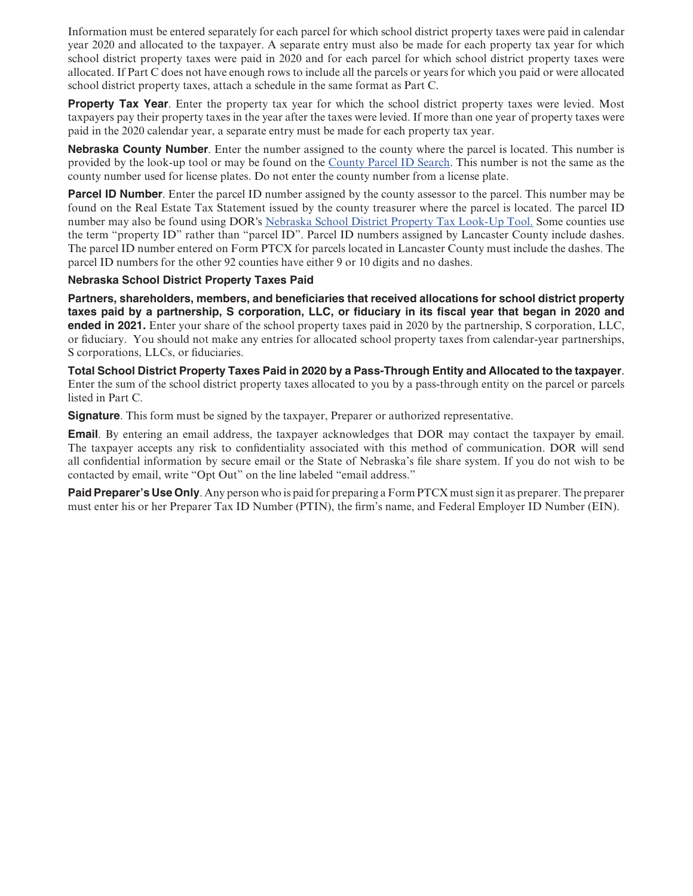Information must be entered separately for each parcel for which school district property taxes were paid in calendar year 2020 and allocated to the taxpayer. A separate entry must also be made for each property tax year for which school district property taxes were paid in 2020 and for each parcel for which school district property taxes were allocated. If Part C does not have enough rows to include all the parcels or years for which you paid or were allocated school district property taxes, attach a schedule in the same format as Part C.

**Property Tax Year**. Enter the property tax year for which the school district property taxes were levied. Most taxpayers pay their property taxes in the year after the taxes were levied. If more than one year of property taxes were paid in the 2020 calendar year, a separate entry must be made for each property tax year.

**Nebraska County Number**. Enter the number assigned to the county where the parcel is located. This number is provided by the look-up tool or may be found on the County Parcel ID Search. This number is not the same as the county number used for license plates. Do not enter the county number from a license plate.

**Parcel ID Number**. Enter the parcel ID number assigned by the county assessor to the parcel. This number may be found on the Real Estate Tax Statement issued by the county treasurer where the parcel is located. The parcel ID number may also be found using DOR's Nebraska School District Property Tax Look-Up Tool. Some counties use the term "property ID" rather than "parcel ID". Parcel ID numbers assigned by Lancaster County include dashes. The parcel ID number entered on Form PTCX for parcels located in Lancaster County must include the dashes. The parcel ID numbers for the other 92 counties have either 9 or 10 digits and no dashes.

**Nebraska School District Property Taxes Paid**

**Partners, shareholders, members, and beneficiaries that received allocations for school district property taxes paid by a partnership, S corporation, LLC, or fiduciary in its fiscal year that began in 2020 and ended in 2021.** Enter your share of the school property taxes paid in 2020 by the partnership, S corporation, LLC, or fiduciary. You should not make any entries for allocated school property taxes from calendar-year partnerships, S corporations, LLCs, or fiduciaries.

**Total School District Property Taxes Paid in 2020 by a Pass-Through Entity and Allocated to the taxpayer**. Enter the sum of the school district property taxes allocated to you by a pass-through entity on the parcel or parcels listed in Part C.

**Signature**. This form must be signed by the taxpayer, Preparer or authorized representative.

**Email**. By entering an email address, the taxpayer acknowledges that DOR may contact the taxpayer by email. The taxpayer accepts any risk to confidentiality associated with this method of communication. DOR will send all confidential information by secure email or the State of Nebraska's file share system. If you do not wish to be contacted by email, write "Opt Out" on the line labeled "email address."

**Paid Preparer's Use Only**. Any person who is paid for preparing a Form PTCX must sign it as preparer. The preparer must enter his or her Preparer Tax ID Number (PTIN), the firm's name, and Federal Employer ID Number (EIN).